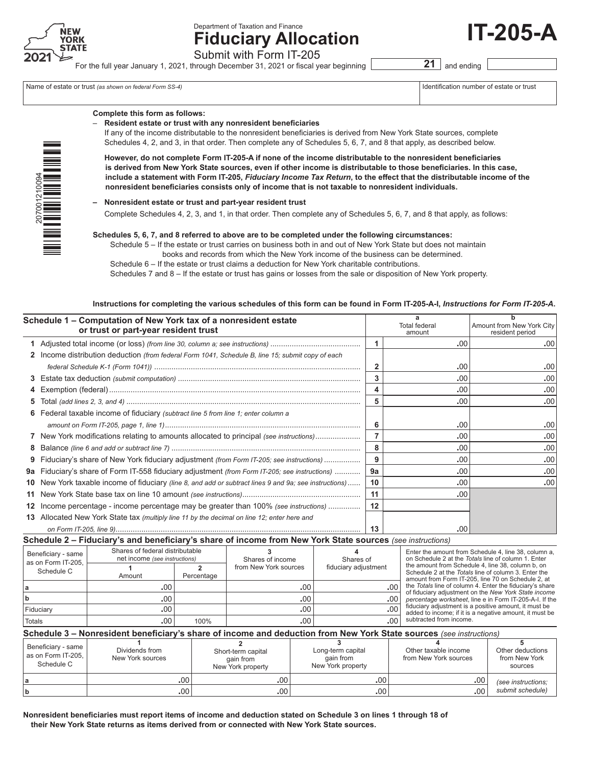Department of Taxation and Finance

# Fiduciary Allocation

# IT-205-A

New York State 2021

Submit with Form IT-205

For the full year January 1, 2021, through December 31, 2021 or fiscal year beginning 21 and ending

| Name of estate or trust *(as shown on federal Form SS-4)* | Identification number of estate or trust |
|---|---|
| | |

**Complete this form as follows:**

– **Resident estate or trust with any nonresident beneficiaries**

If any of the income distributable to the nonresident beneficiaries is derived from New York State sources, complete Schedules 4, 2, and 3, in that order. Then complete any of Schedules 5, 6, 7, and 8 that apply, as described below.

**However, do not complete Form IT-205-A if none of the income distributable to the nonresident beneficiaries is derived from New York State sources, even if other income is distributable to those beneficiaries. In this case, include a statement with Form IT-205, *Fiduciary Income Tax Return*, to the effect that the distributable income of the nonresident beneficiaries consists only of income that is not taxable to nonresident individuals.**

– **Nonresident estate or trust and part-year resident trust**

Complete Schedules 4, 2, 3, and 1, in that order. Then complete any of Schedules 5, 6, 7, and 8 that apply, as follows:

**Schedules 5, 6, 7, and 8 referred to above are to be completed under the following circumstances:**

Schedule 5 – If the estate or trust carries on business both in and out of New York State but does not maintain books and records from which the New York income of the business can be determined.

Schedule 6 – If the estate or trust claims a deduction for New York charitable contributions.

Schedules 7 and 8 – If the estate or trust has gains or losses from the sale or disposition of New York property.

**Instructions for completing the various schedules of this form can be found in Form IT-205-A-I, *Instructions for Form IT-205-A*.**

## Schedule 1 – Computation of New York tax of a nonresident estate or trust or part-year resident trust

| | | | a Total federal amount | b Amount from New York City resident period |
|---|---|---|---|---|
| 1 | Adjusted total income (or loss) *(from line 30, column a; see instructions)* | 1 | .00 | .00 |
| 2 | Income distribution deduction *(from federal Form 1041, Schedule B, line 15; submit copy of each federal Schedule K-1 (Form 1041))* | 2 | .00 | .00 |
| 3 | Estate tax deduction *(submit computation)* | 3 | .00 | .00 |
| 4 | Exemption (federal) | 4 | .00 | .00 |
| 5 | Total *(add lines 2, 3, and 4)* | 5 | .00 | .00 |
| 6 | Federal taxable income of fiduciary *(subtract line 5 from line 1; enter column a amount on Form IT-205, page 1, line 1)* | 6 | .00 | .00 |
| 7 | New York modifications relating to amounts allocated to principal *(see instructions)* | 7 | .00 | .00 |
| 8 | Balance *(line 6 and add or subtract line 7)* | 8 | .00 | .00 |
| 9 | Fiduciary's share of New York fiduciary adjustment *(from Form IT-205; see instructions)* | 9 | .00 | .00 |
| 9a | Fiduciary's share of Form IT-558 fiduciary adjustment *(from Form IT-205; see instructions)* | 9a | .00 | .00 |
| 10 | New York taxable income of fiduciary *(line 8, and add or subtract lines 9 and 9a; see instructions)* | 10 | .00 | .00 |
| 11 | New York State base tax on line 10 amount *(see instructions)* | 11 | .00 | |
| 12 | Income percentage - income percentage may be greater than 100% *(see instructions)* | 12 | | |
| 13 | Allocated New York State tax *(multiply line 11 by the decimal on line 12; enter here and on Form IT-205, line 9)* | 13 | .00 | |

## Schedule 2 – Fiduciary's and beneficiary's share of income from New York State sources *(see instructions)*

| Beneficiary - same as on Form IT-205, Schedule C | Shares of federal distributable net income *(see instructions)* 1 Amount | 2 Percentage | 3 Shares of income from New York sources | 4 Shares of fiduciary adjustment |
|---|---|---|---|---|
| a | .00 | | .00 | .00 |
| b | .00 | | .00 | .00 |
| Fiduciary | .00 | | .00 | .00 |
| Totals | .00 | 100% | .00 | .00 |

Enter the amount from Schedule 4, line 38, column a, on Schedule 2 at the *Totals* line of column 1. Enter the amount from Schedule 4, line 38, column b, on Schedule 2 at the *Totals* line of column 3. Enter the amount from Form IT-205, line 70 on Schedule 2, at the *Totals* line of column 4. Enter the fiduciary's share of fiduciary adjustment on the *New York State income percentage worksheet*, line e in Form IT-205-A-I. If the fiduciary adjustment is a positive amount, it must be added to income; if it is a negative amount, it must be subtracted from income.

## Schedule 3 – Nonresident beneficiary's share of income and deduction from New York State sources *(see instructions)*

| Beneficiary - same as on Form IT-205, Schedule C | 1 Dividends from New York sources | 2 Short-term capital gain from New York property | 3 Long-term capital gain from New York property | 4 Other taxable income from New York sources | 5 Other deductions from New York sources |
|---|---|---|---|---|---|
| a | .00 | .00 | .00 | .00 | *(see instructions; submit schedule)* |
| b | .00 | .00 | .00 | .00 | |

**Nonresident beneficiaries must report items of income and deduction stated on Schedule 3 on lines 1 through 18 of their New York State returns as items derived from or connected with New York State sources.**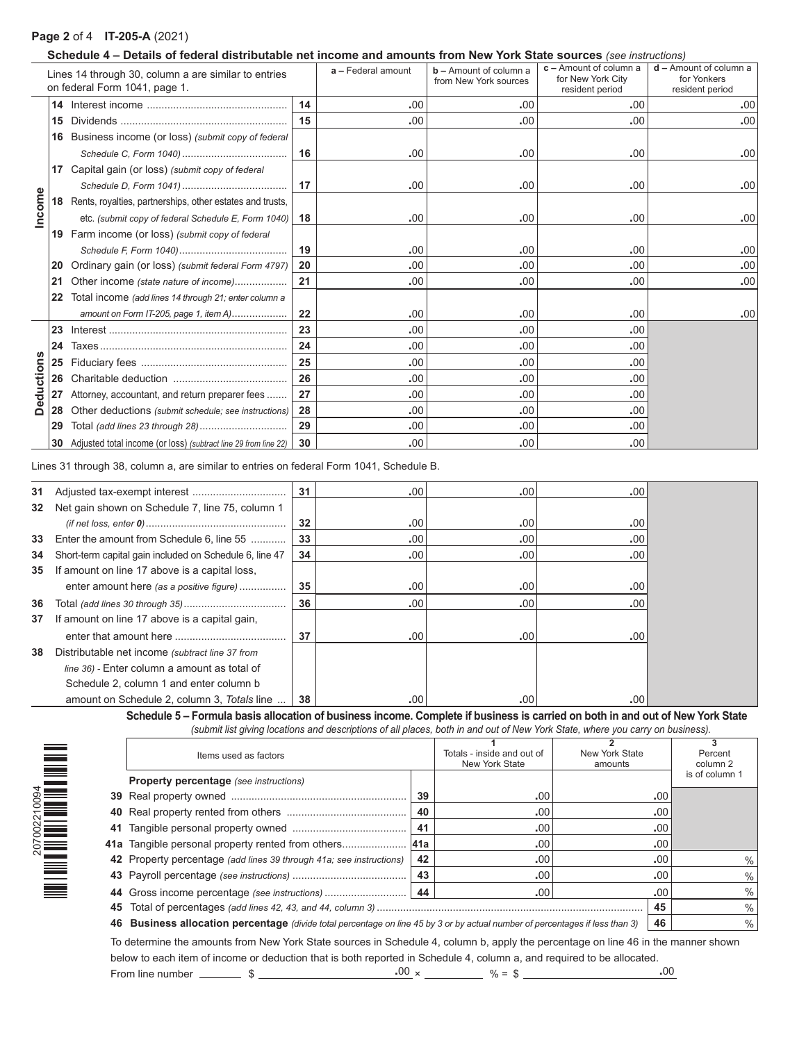## Schedule 4 – Details of federal distributable net income and amounts from New York State sources *(see instructions)*

| | Lines 14 through 30, column a are similar to entries on federal Form 1041, page 1. | | a – Federal amount | b – Amount of column a from New York sources | c – Amount of column a for New York City resident period | d – Amount of column a for Yonkers resident period |
|---|---|---|---|---|---|---|
| Income | 14 Interest income | 14 | .00 | .00 | .00 | .00 |
| | 15 Dividends | 15 | .00 | .00 | .00 | .00 |
| | 16 Business income (or loss) *(submit copy of federal Schedule C, Form 1040)* | 16 | .00 | .00 | .00 | .00 |
| | 17 Capital gain (or loss) *(submit copy of federal Schedule D, Form 1041)* | 17 | .00 | .00 | .00 | .00 |
| | 18 Rents, royalties, partnerships, other estates and trusts, etc. *(submit copy of federal Schedule E, Form 1040)* | 18 | .00 | .00 | .00 | .00 |
| | 19 Farm income (or loss) *(submit copy of federal Schedule F, Form 1040)* | 19 | .00 | .00 | .00 | .00 |
| | 20 Ordinary gain (or loss) *(submit federal Form 4797)* | 20 | .00 | .00 | .00 | .00 |
| | 21 Other income *(state nature of income)* | 21 | .00 | .00 | .00 | .00 |
| | 22 Total income *(add lines 14 through 21; enter column a amount on Form IT-205, page 1, item A)* | 22 | .00 | .00 | .00 | .00 |
| Deductions | 23 Interest | 23 | .00 | .00 | .00 | |
| | 24 Taxes | 24 | .00 | .00 | .00 | |
| | 25 Fiduciary fees | 25 | .00 | .00 | .00 | |
| | 26 Charitable deduction | 26 | .00 | .00 | .00 | |
| | 27 Attorney, accountant, and return preparer fees | 27 | .00 | .00 | .00 | |
| | 28 Other deductions *(submit schedule; see instructions)* | 28 | .00 | .00 | .00 | |
| | 29 Total *(add lines 23 through 28)* | 29 | .00 | .00 | .00 | |
| | 30 Adjusted total income (or loss) *(subtract line 29 from line 22)* | 30 | .00 | .00 | .00 | |

Lines 31 through 38, column a, are similar to entries on federal Form 1041, Schedule B.

| | | | | | |
|---|---|---|---|---|---|
| 31 | Adjusted tax-exempt interest | 31 | .00 | .00 | .00 |
| 32 | Net gain shown on Schedule 7, line 75, column 1 *(if net loss, enter 0)* | 32 | .00 | .00 | .00 |
| 33 | Enter the amount from Schedule 6, line 55 | 33 | .00 | .00 | .00 |
| 34 | Short-term capital gain included on Schedule 6, line 47 | 34 | .00 | .00 | .00 |
| 35 | If amount on line 17 above is a capital loss, enter amount here *(as a positive figure)* | 35 | .00 | .00 | .00 |
| 36 | Total *(add lines 30 through 35)* | 36 | .00 | .00 | .00 |
| 37 | If amount on line 17 above is a capital gain, enter that amount here | 37 | .00 | .00 | .00 |
| 38 | Distributable net income *(subtract line 37 from line 36)* - Enter column a amount as total of Schedule 2, column 1 and enter column b amount on Schedule 2, column 3, *Totals* line | 38 | .00 | .00 | .00 |

### Schedule 5 – Formula basis allocation of business income. Complete if business is carried on both in and out of New York State

*(submit list giving locations and descriptions of all places, both in and out of New York State, where you carry on business).*

| Items used as factors | | 1 Totals - inside and out of New York State | 2 New York State amounts | 3 Percent column 2 is of column 1 |
|---|---|---|---|---|
| **Property percentage** *(see instructions)* | | | | |
| 39 Real property owned | 39 | .00 | .00 | |
| 40 Real property rented from others | 40 | .00 | .00 | |
| 41 Tangible personal property owned | 41 | .00 | .00 | |
| 41a Tangible personal property rented from others | 41a | .00 | .00 | |
| 42 Property percentage *(add lines 39 through 41a; see instructions)* | 42 | .00 | .00 | % |
| 43 Payroll percentage *(see instructions)* | 43 | .00 | .00 | % |
| 44 Gross income percentage *(see instructions)* | 44 | .00 | .00 | % |
| 45 Total of percentages *(add lines 42, 43, and 44, column 3)* | | | 45 | % |
| 46 **Business allocation percentage** *(divide total percentage on line 45 by 3 or by actual number of percentages if less than 3)* | | | 46 | % |

To determine the amounts from New York State sources in Schedule 4, column b, apply the percentage on line 46 in the manner shown below to each item of income or deduction that is both reported in Schedule 4, column a, and required to be allocated.

From line number ________ $ ____________ .00 × ________ % = $ ____________ .00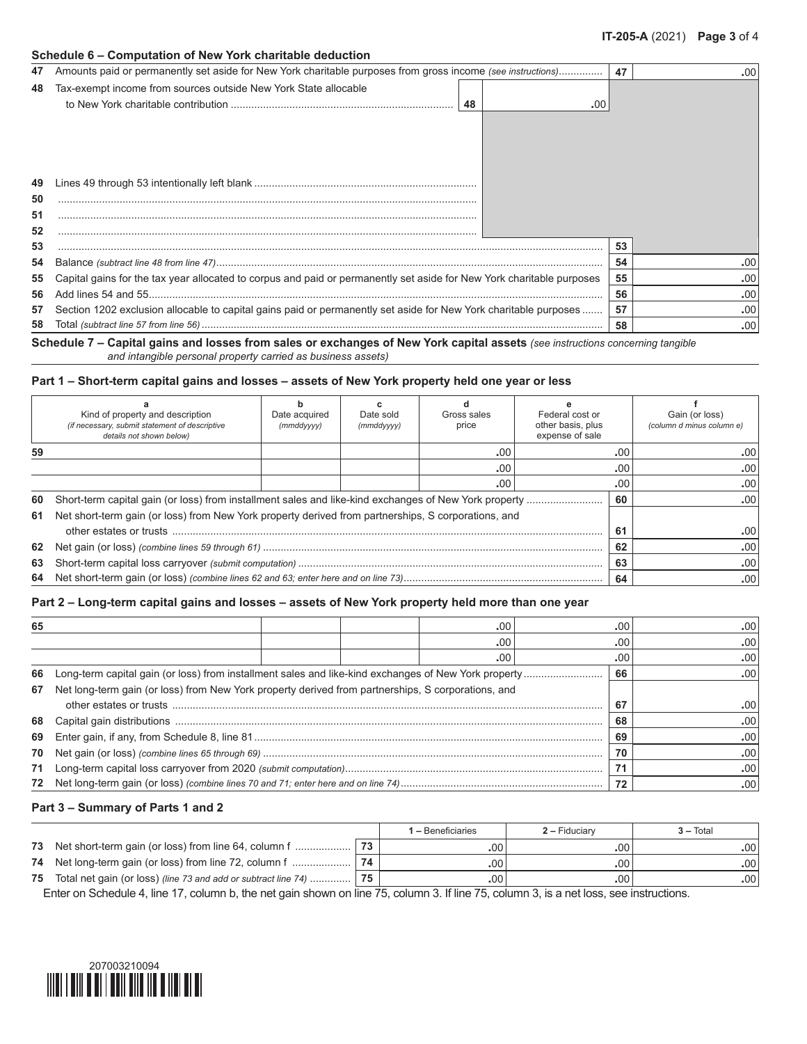### Schedule 6 – Computation of New York charitable deduction

| Line | Description | | | Line | Amount |
|---|---|---|---|---|---|
| 47 | Amounts paid or permanently set aside for New York charitable purposes from gross income *(see instructions)* | | | 47 | .00 |
| 48 | Tax-exempt income from sources outside New York State allocable to New York charitable contribution | 48 | .00 | | |
| 49 | Lines 49 through 53 intentionally left blank | | | | |
| 50 | | | | | |
| 51 | | | | | |
| 52 | | | | | |
| 53 | | | | 53 | |
| 54 | Balance *(subtract line 48 from line 47)* | | | 54 | .00 |
| 55 | Capital gains for the tax year allocated to corpus and paid or permanently set aside for New York charitable purposes | | | 55 | .00 |
| 56 | Add lines 54 and 55 | | | 56 | .00 |
| 57 | Section 1202 exclusion allocable to capital gains paid or permanently set aside for New York charitable purposes | | | 57 | .00 |
| 58 | Total *(subtract line 57 from line 56)* | | | 58 | .00 |

### Schedule 7 – Capital gains and losses from sales or exchanges of New York capital assets *(see instructions concerning tangible and intangible personal property carried as business assets)*

#### Part 1 – Short-term capital gains and losses – assets of New York property held one year or less

| | a<br>Kind of property and description<br>*(if necessary, submit statement of descriptive details not shown below)* | b<br>Date acquired<br>*(mmddyyyy)* | c<br>Date sold<br>*(mmddyyyy)* | d<br>Gross sales price | e<br>Federal cost or other basis, plus expense of sale | f<br>Gain (or loss)<br>*(column d minus column e)* |
|---|---|---|---|---|---|---|
| 59 | | | | .00 | .00 | .00 |
| | | | | .00 | .00 | .00 |
| | | | | .00 | .00 | .00 |

| Line | Description | Line | Amount |
|---|---|---|---|
| 60 | Short-term capital gain (or loss) from installment sales and like-kind exchanges of New York property | 60 | .00 |
| 61 | Net short-term gain (or loss) from New York property derived from partnerships, S corporations, and other estates or trusts | 61 | .00 |
| 62 | Net gain (or loss) *(combine lines 59 through 61)* | 62 | .00 |
| 63 | Short-term capital loss carryover *(submit computation)* | 63 | .00 |
| 64 | Net short-term gain (or loss) *(combine lines 62 and 63; enter here and on line 73)* | 64 | .00 |

#### Part 2 – Long-term capital gains and losses – assets of New York property held more than one year

| | a | b | c | d | e | f |
|---|---|---|---|---|---|---|
| 65 | | | | .00 | .00 | .00 |
| | | | | .00 | .00 | .00 |
| | | | | .00 | .00 | .00 |

| Line | Description | Line | Amount |
|---|---|---|---|
| 66 | Long-term capital gain (or loss) from installment sales and like-kind exchanges of New York property | 66 | .00 |
| 67 | Net long-term gain (or loss) from New York property derived from partnerships, S corporations, and other estates or trusts | 67 | .00 |
| 68 | Capital gain distributions | 68 | .00 |
| 69 | Enter gain, if any, from Schedule 8, line 81 | 69 | .00 |
| 70 | Net gain (or loss) *(combine lines 65 through 69)* | 70 | .00 |
| 71 | Long-term capital loss carryover from 2020 *(submit computation)* | 71 | .00 |
| 72 | Net long-term gain (or loss) *(combine lines 70 and 71; enter here and on line 74)* | 72 | .00 |

#### Part 3 – Summary of Parts 1 and 2

| Line | Description | Line | 1 – Beneficiaries | 2 – Fiduciary | 3 – Total |
|---|---|---|---|---|---|
| 73 | Net short-term gain (or loss) from line 64, column f | 73 | .00 | .00 | .00 |
| 74 | Net long-term gain (or loss) from line 72, column f | 74 | .00 | .00 | .00 |
| 75 | Total net gain (or loss) *(line 73 and add or subtract line 74)* | 75 | .00 | .00 | .00 |

Enter on Schedule 4, line 17, column b, the net gain shown on line 75, column 3. If line 75, column 3, is a net loss, see instructions.

207003210094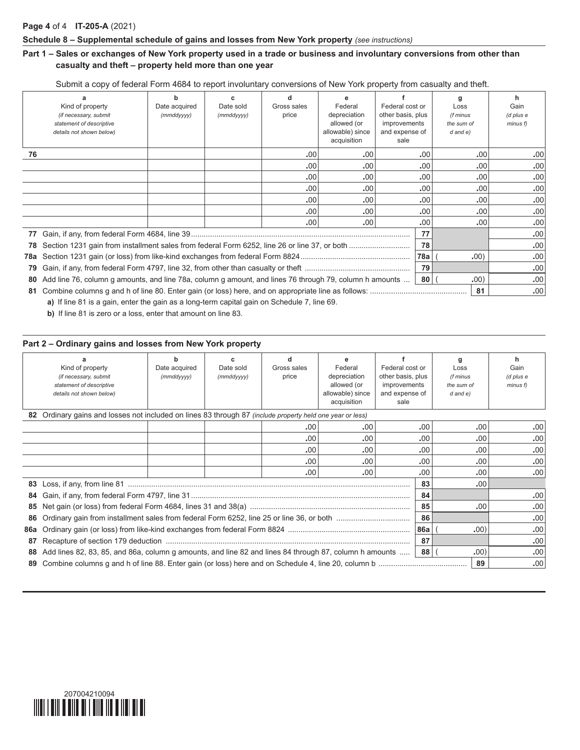**IT-205-A** (2021)

## Schedule 8 – Supplemental schedule of gains and losses from New York property *(see instructions)*

### Part 1 – Sales or exchanges of New York property used in a trade or business and involuntary conversions from other than casualty and theft – property held more than one year

Submit a copy of federal Form 4684 to report involuntary conversions of New York property from casualty and theft.

| a Kind of property *(if necessary, submit statement of descriptive details not shown below)* | b Date acquired *(mmddyyyy)* | c Date sold *(mmddyyyy)* | d Gross sales price | e Federal depreciation allowed (or allowable) since acquisition | f Federal cost or other basis, plus improvements and expense of sale | g Loss *(f minus the sum of d and e)* | h Gain *(d plus e minus f)* |
|---|---|---|---|---|---|---|---|
| 76 | | | .00 | .00 | .00 | .00 | .00 |
| | | | .00 | .00 | .00 | .00 | .00 |
| | | | .00 | .00 | .00 | .00 | .00 |
| | | | .00 | .00 | .00 | .00 | .00 |
| | | | .00 | .00 | .00 | .00 | .00 |
| | | | .00 | .00 | .00 | .00 | .00 |
| | | | .00 | .00 | .00 | .00 | .00 |

| Line | Description | | g Loss | h Gain |
|---|---|---|---|---|
| 77 | Gain, if any, from federal Form 4684, line 39 | 77 | | .00 |
| 78 | Section 1231 gain from installment sales from federal Form 6252, line 26 or line 37, or both | 78 | | .00 |
| 78a | Section 1231 gain (or loss) from like-kind exchanges from federal Form 8824 | 78a | ( .00) | .00 |
| 79 | Gain, if any, from federal Form 4797, line 32, from other than casualty or theft | 79 | | .00 |
| 80 | Add line 76, column g amounts, and line 78a, column g amount, and lines 76 through 79, column h amounts | 80 | ( .00) | .00 |
| 81 | Combine columns g and h of line 80. Enter gain (or loss) here, and on appropriate line as follows: | | 81 | .00 |

**a)** If line 81 is a gain, enter the gain as a long-term capital gain on Schedule 7, line 69.

**b)** If line 81 is zero or a loss, enter that amount on line 83.

### Part 2 – Ordinary gains and losses from New York property

| a Kind of property *(if necessary, submit statement of descriptive details not shown below)* | b Date acquired *(mmddyyyy)* | c Date sold *(mmddyyyy)* | d Gross sales price | e Federal depreciation allowed (or allowable) since acquisition | f Federal cost or other basis, plus improvements and expense of sale | g Loss *(f minus the sum of d and e)* | h Gain *(d plus e minus f)* |
|---|---|---|---|---|---|---|---|
| 82 Ordinary gains and losses not included on lines 83 through 87 *(include property held one year or less)* | | | | | | | |
| | | | .00 | .00 | .00 | .00 | .00 |
| | | | .00 | .00 | .00 | .00 | .00 |
| | | | .00 | .00 | .00 | .00 | .00 |
| | | | .00 | .00 | .00 | .00 | .00 |
| | | | .00 | .00 | .00 | .00 | .00 |

| Line | Description | | g Loss | h Gain |
|---|---|---|---|---|
| 83 | Loss, if any, from line 81 | 83 | .00 | |
| 84 | Gain, if any, from federal Form 4797, line 31 | 84 | | .00 |
| 85 | Net gain (or loss) from federal Form 4684, lines 31 and 38(a) | 85 | .00 | .00 |
| 86 | Ordinary gain from installment sales from federal Form 6252, line 25 or line 36, or both | 86 | | .00 |
| 86a | Ordinary gain (or loss) from like-kind exchanges from federal Form 8824 | 86a | ( .00) | .00 |
| 87 | Recapture of section 179 deduction | 87 | | .00 |
| 88 | Add lines 82, 83, 85, and 86a, column g amounts, and line 82 and lines 84 through 87, column h amounts | 88 | ( .00) | .00 |
| 89 | Combine columns g and h of line 88. Enter gain (or loss) here and on Schedule 4, line 20, column b | | 89 | .00 |

207004210094